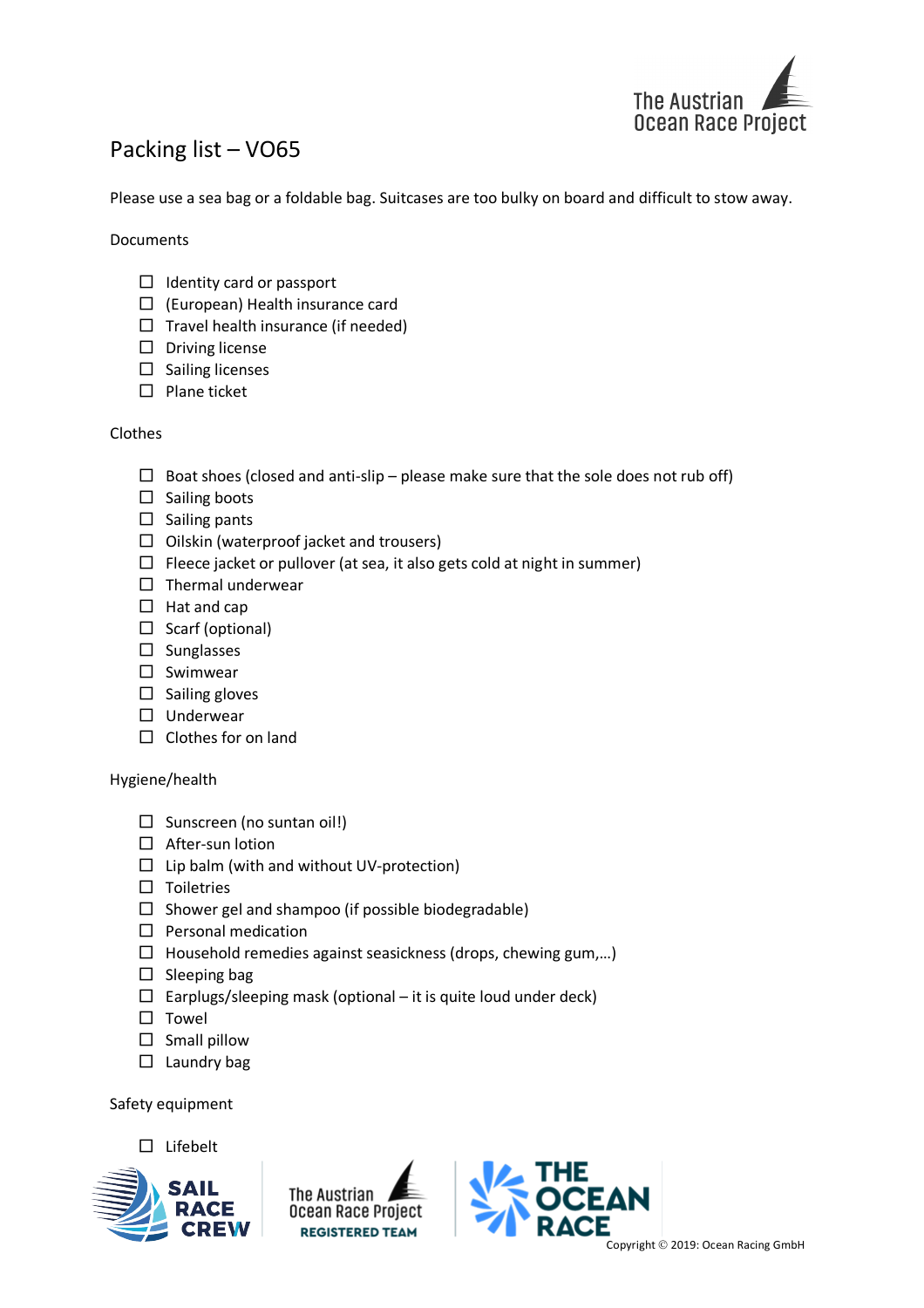# Packing list – VO65

Please use a sea bag or a foldable bag. Suitcases are too bulky on board and difficult to stow away.

## Documents

- ☐ Identity card or passport
- ☐ (European) Health insurance card
- ☐ Travel health insurance (if needed)
- ☐ Driving license
- ☐ Sailing licenses
- ☐ Plane ticket

## Clothes

- ☐ Boat shoes (closed and anti-slip – please make sure that the sole does not rub off)
- ☐ Sailing boots
- ☐ Sailing pants
- ☐ Oilskin (waterproof jacket and trousers)
- ☐ Fleece jacket or pullover (at sea, it also gets cold at night in summer)
- ☐ Thermal underwear
- ☐ Hat and cap
- ☐ Scarf (optional)
- ☐ Sunglasses
- ☐ Swimwear
- ☐ Sailing gloves
- ☐ Underwear
- ☐ Clothes for on land

## Hygiene/health

- ☐ Sunscreen (no suntan oil!)
- ☐ After-sun lotion
- ☐ Lip balm (with and without UV-protection)
- ☐ Toiletries
- ☐ Shower gel and shampoo (if possible biodegradable)
- ☐ Personal medication
- ☐ Household remedies against seasickness (drops, chewing gum,…)
- ☐ Sleeping bag
- ☐ Earplugs/sleeping mask (optional – it is quite loud under deck)
- ☐ Towel
- ☐ Small pillow
- ☐ Laundry bag

## Safety equipment

- ☐ Lifebelt

Copyright © 2019: Ocean Racing GmbH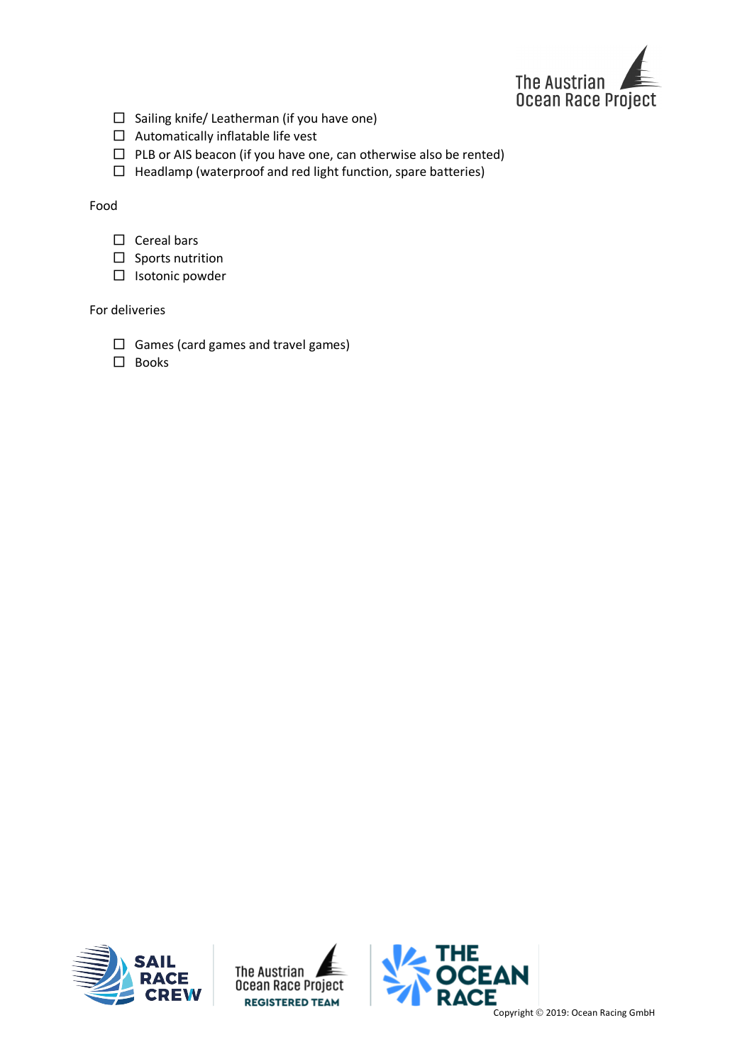- ☐ Sailing knife/ Leatherman (if you have one)
- ☐ Automatically inflatable life vest
- ☐ PLB or AIS beacon (if you have one, can otherwise also be rented)
- ☐ Headlamp (waterproof and red light function, spare batteries)

Food

- ☐ Cereal bars
- ☐ Sports nutrition
- ☐ Isotonic powder

For deliveries

- ☐ Games (card games and travel games)
- ☐ Books

Copyright © 2019: Ocean Racing GmbH